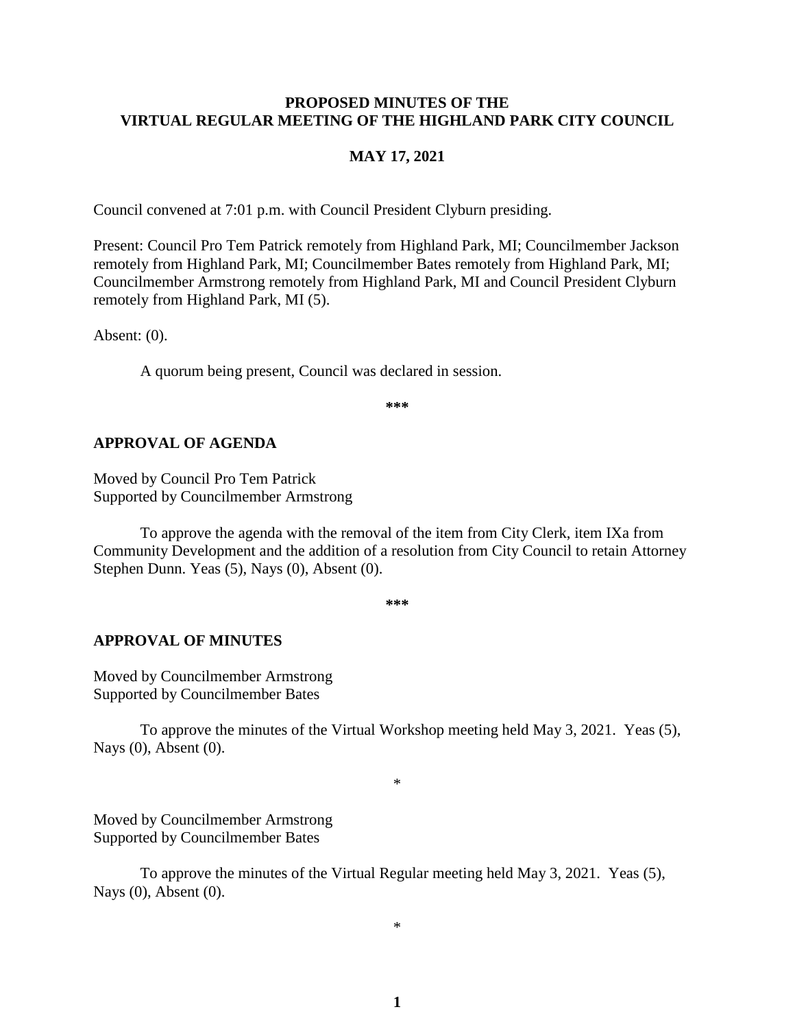**PROPOSED MINUTES OF THE VIRTUAL REGULAR MEETING OF THE HIGHLAND PARK CITY COUNCIL**

**MAY 17, 2021**

Council convened at 7:01 p.m. with Council President Clyburn presiding.

Present: Council Pro Tem Patrick remotely from Highland Park, MI; Councilmember Jackson remotely from Highland Park, MI; Councilmember Bates remotely from Highland Park, MI; Councilmember Armstrong remotely from Highland Park, MI and Council President Clyburn remotely from Highland Park, MI (5).

Absent: (0).

A quorum being present, Council was declared in session.

***

**APPROVAL OF AGENDA**

Moved by Council Pro Tem Patrick
Supported by Councilmember Armstrong

To approve the agenda with the removal of the item from City Clerk, item IXa from Community Development and the addition of a resolution from City Council to retain Attorney Stephen Dunn. Yeas (5), Nays (0), Absent (0).

***

**APPROVAL OF MINUTES**

Moved by Councilmember Armstrong
Supported by Councilmember Bates

To approve the minutes of the Virtual Workshop meeting held May 3, 2021. Yeas (5), Nays (0), Absent (0).

*

Moved by Councilmember Armstrong
Supported by Councilmember Bates

To approve the minutes of the Virtual Regular meeting held May 3, 2021. Yeas (5), Nays (0), Absent (0).

*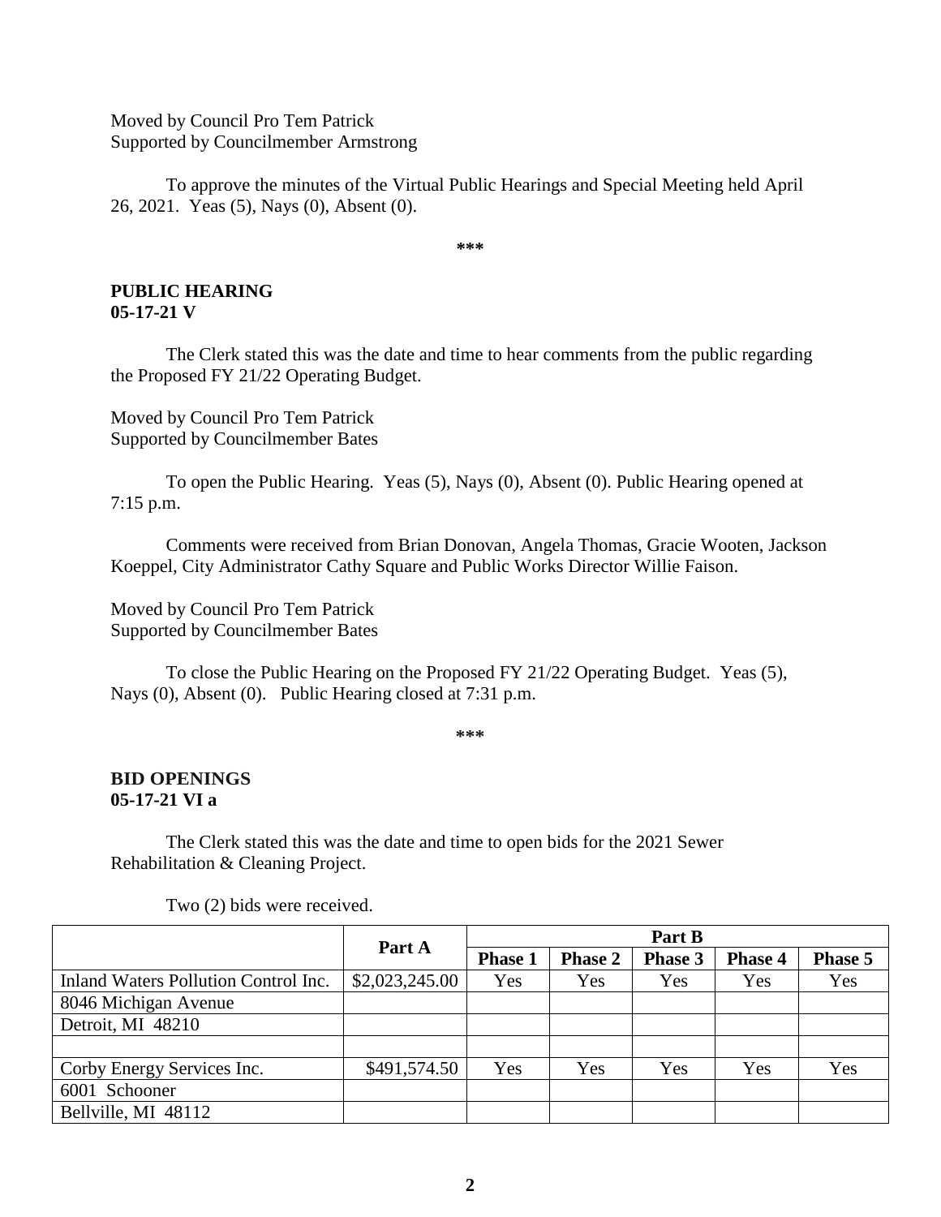Moved by Council Pro Tem Patrick
Supported by Councilmember Armstrong

To approve the minutes of the Virtual Public Hearings and Special Meeting held April 26, 2021. Yeas (5), Nays (0), Absent (0).

***

**PUBLIC HEARING**
**05-17-21 V**

The Clerk stated this was the date and time to hear comments from the public regarding the Proposed FY 21/22 Operating Budget.

Moved by Council Pro Tem Patrick
Supported by Councilmember Bates

To open the Public Hearing. Yeas (5), Nays (0), Absent (0). Public Hearing opened at 7:15 p.m.

Comments were received from Brian Donovan, Angela Thomas, Gracie Wooten, Jackson Koeppel, City Administrator Cathy Square and Public Works Director Willie Faison.

Moved by Council Pro Tem Patrick
Supported by Councilmember Bates

To close the Public Hearing on the Proposed FY 21/22 Operating Budget. Yeas (5), Nays (0), Absent (0). Public Hearing closed at 7:31 p.m.

***

**BID OPENINGS**
**05-17-21 VI a**

The Clerk stated this was the date and time to open bids for the 2021 Sewer Rehabilitation & Cleaning Project.

Two (2) bids were received.

| | Part A | Part B | | | | |
|---|---|---|---|---|---|---|
| | | **Phase 1** | **Phase 2** | **Phase 3** | **Phase 4** | **Phase 5** |
| Inland Waters Pollution Control Inc. | $2,023,245.00 | Yes | Yes | Yes | Yes | Yes |
| 8046 Michigan Avenue | | | | | | |
| Detroit, MI 48210 | | | | | | |
| | | | | | | |
| Corby Energy Services Inc. | $491,574.50 | Yes | Yes | Yes | Yes | Yes |
| 6001 Schooner | | | | | | |
| Bellville, MI 48112 | | | | | | |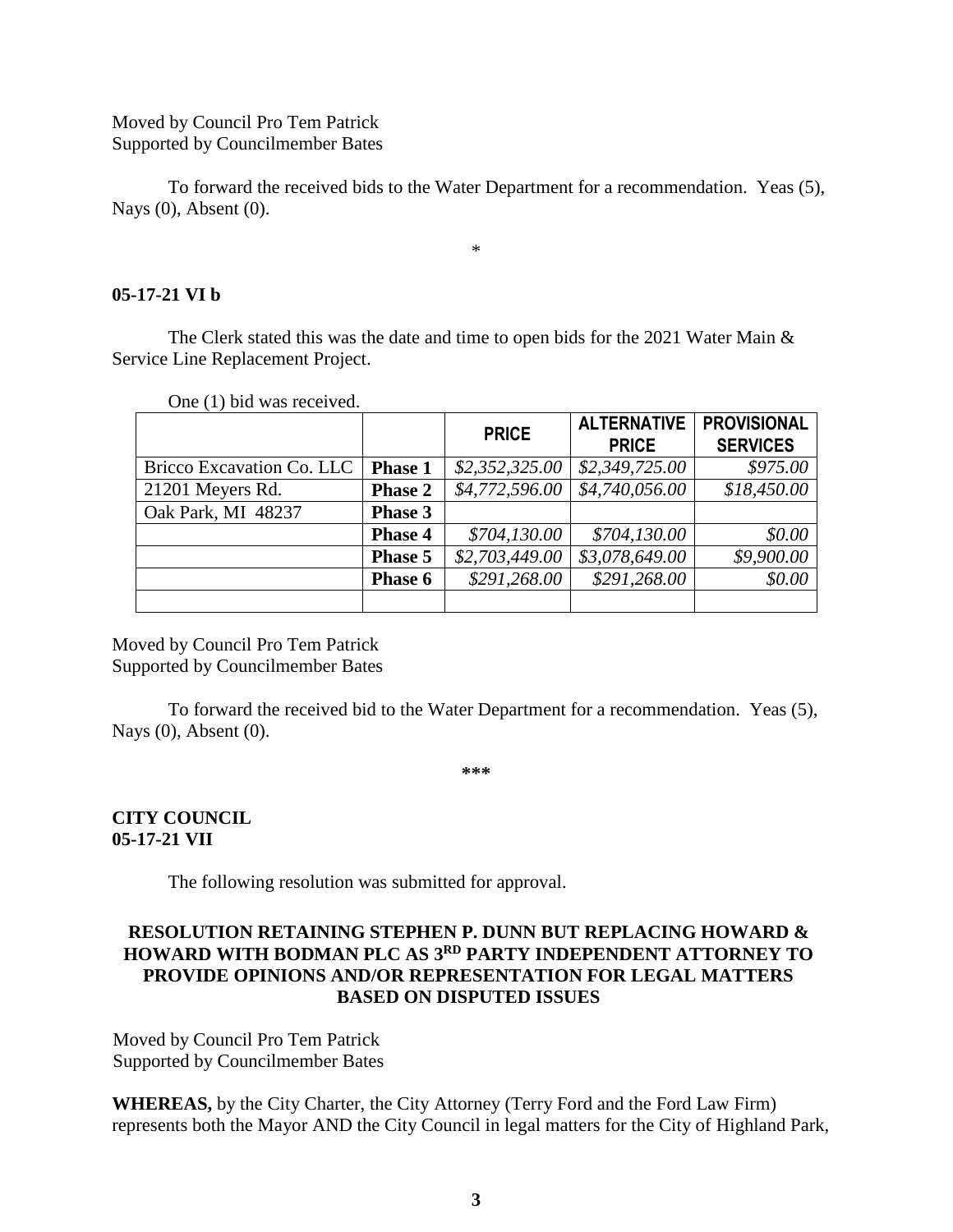Moved by Council Pro Tem Patrick
Supported by Councilmember Bates

To forward the received bids to the Water Department for a recommendation. Yeas (5), Nays (0), Absent (0).

*

**05-17-21 VI b**

The Clerk stated this was the date and time to open bids for the 2021 Water Main & Service Line Replacement Project.

One (1) bid was received.

| | | **PRICE** | **ALTERNATIVE PRICE** | **PROVISIONAL SERVICES** |
|---|---|---|---|---|
| Bricco Excavation Co. LLC | **Phase 1** | *$2,352,325.00* | *$2,349,725.00* | *$975.00* |
| 21201 Meyers Rd. | **Phase 2** | *$4,772,596.00* | *$4,740,056.00* | *$18,450.00* |
| Oak Park, MI 48237 | **Phase 3** | | | |
| | **Phase 4** | *$704,130.00* | *$704,130.00* | *$0.00* |
| | **Phase 5** | *$2,703,449.00* | *$3,078,649.00* | *$9,900.00* |
| | **Phase 6** | *$291,268.00* | *$291,268.00* | *$0.00* |
| | | | | |

Moved by Council Pro Tem Patrick
Supported by Councilmember Bates

To forward the received bid to the Water Department for a recommendation. Yeas (5), Nays (0), Absent (0).

\***

**CITY COUNCIL**
**05-17-21 VII**

The following resolution was submitted for approval.

**RESOLUTION RETAINING STEPHEN P. DUNN BUT REPLACING HOWARD & HOWARD WITH BODMAN PLC AS 3RD PARTY INDEPENDENT ATTORNEY TO PROVIDE OPINIONS AND/OR REPRESENTATION FOR LEGAL MATTERS BASED ON DISPUTED ISSUES**

Moved by Council Pro Tem Patrick
Supported by Councilmember Bates

**WHEREAS,** by the City Charter, the City Attorney (Terry Ford and the Ford Law Firm) represents both the Mayor AND the City Council in legal matters for the City of Highland Park,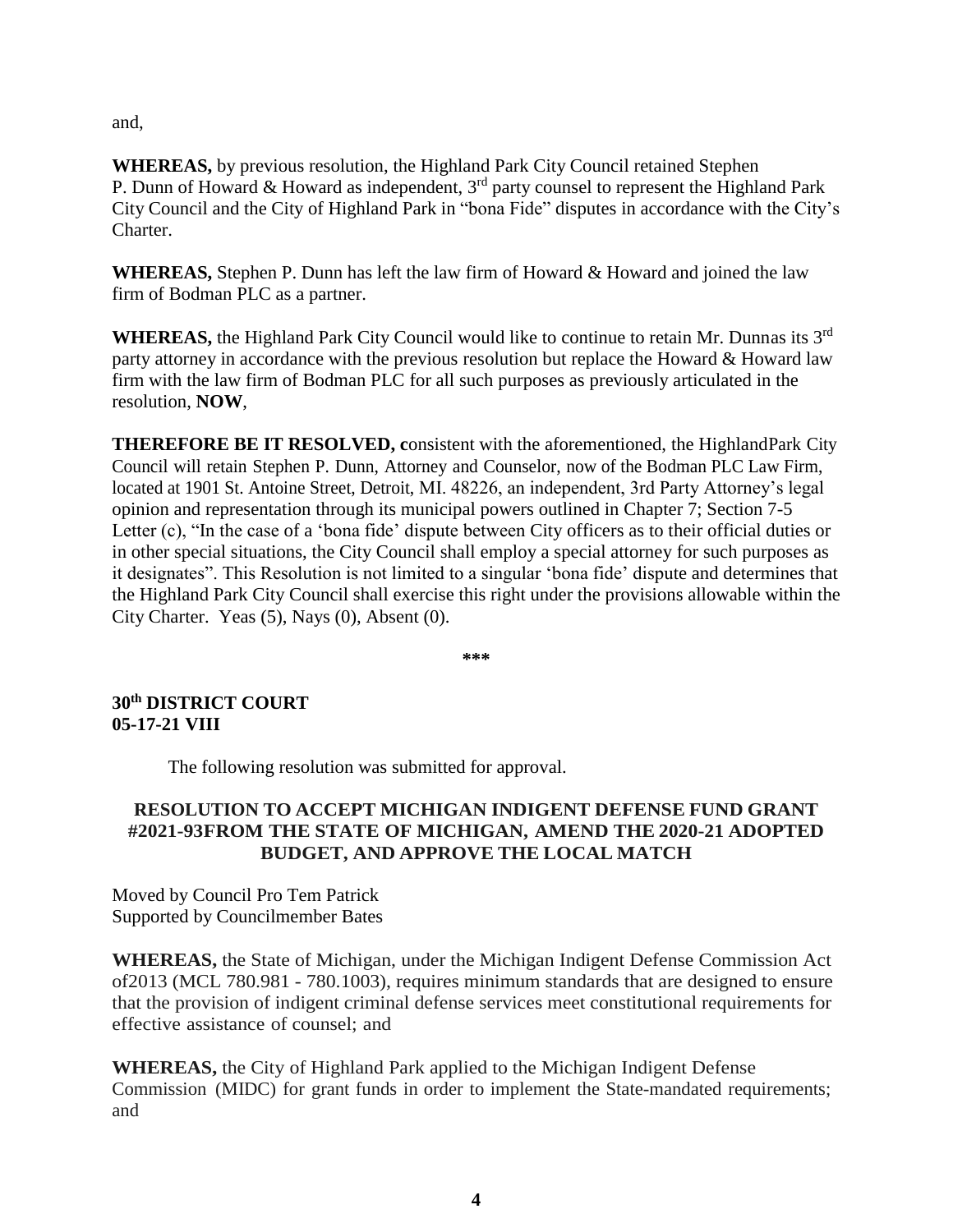and,

**WHEREAS,** by previous resolution, the Highland Park City Council retained Stephen P. Dunn of Howard & Howard as independent, 3rd party counsel to represent the Highland Park City Council and the City of Highland Park in "bona Fide" disputes in accordance with the City's Charter.

**WHEREAS,** Stephen P. Dunn has left the law firm of Howard & Howard and joined the law firm of Bodman PLC as a partner.

**WHEREAS,** the Highland Park City Council would like to continue to retain Mr. Dunnas its 3rd party attorney in accordance with the previous resolution but replace the Howard & Howard law firm with the law firm of Bodman PLC for all such purposes as previously articulated in the resolution, **NOW**,

**THEREFORE BE IT RESOLVED, c**onsistent with the aforementioned, the HighlandPark City Council will retain Stephen P. Dunn, Attorney and Counselor, now of the Bodman PLC Law Firm, located at 1901 St. Antoine Street, Detroit, MI. 48226, an independent, 3rd Party Attorney's legal opinion and representation through its municipal powers outlined in Chapter 7; Section 7-5 Letter (c), "In the case of a 'bona fide' dispute between City officers as to their official duties or in other special situations, the City Council shall employ a special attorney for such purposes as it designates". This Resolution is not limited to a singular 'bona fide' dispute and determines that the Highland Park City Council shall exercise this right under the provisions allowable within the City Charter. Yeas (5), Nays (0), Absent (0).

***

**30th DISTRICT COURT**
**05-17-21 VIII**

The following resolution was submitted for approval.

**RESOLUTION TO ACCEPT MICHIGAN INDIGENT DEFENSE FUND GRANT #2021-93FROM THE STATE OF MICHIGAN, AMEND THE 2020-21 ADOPTED BUDGET, AND APPROVE THE LOCAL MATCH**

Moved by Council Pro Tem Patrick
Supported by Councilmember Bates

**WHEREAS,** the State of Michigan, under the Michigan Indigent Defense Commission Act of2013 (MCL 780.981 - 780.1003), requires minimum standards that are designed to ensure that the provision of indigent criminal defense services meet constitutional requirements for effective assistance of counsel; and

**WHEREAS,** the City of Highland Park applied to the Michigan Indigent Defense Commission (MIDC) for grant funds in order to implement the State-mandated requirements; and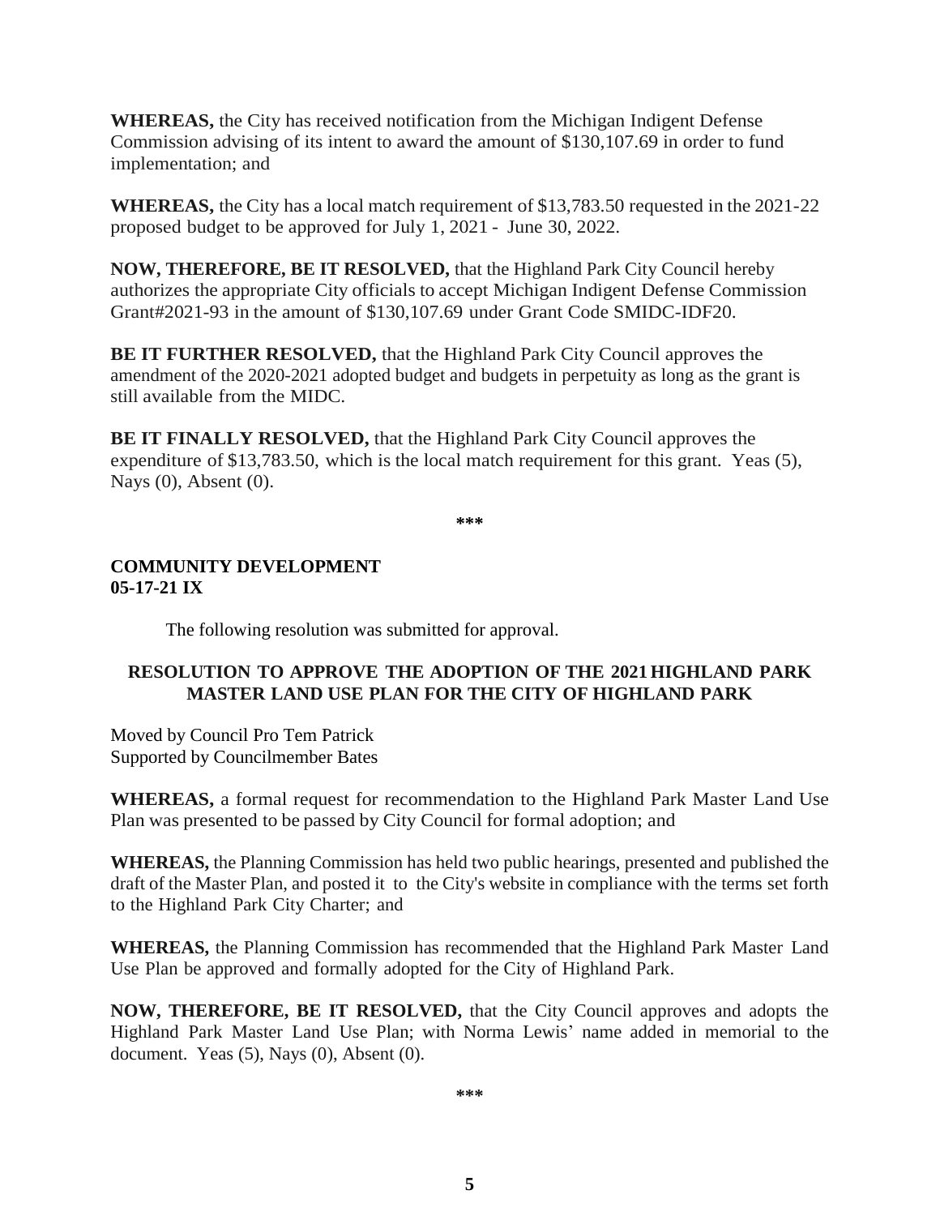**WHEREAS,** the City has received notification from the Michigan Indigent Defense Commission advising of its intent to award the amount of $130,107.69 in order to fund implementation; and

**WHEREAS,** the City has a local match requirement of $13,783.50 requested in the 2021-22 proposed budget to be approved for July 1, 2021 - June 30, 2022.

**NOW, THEREFORE, BE IT RESOLVED,** that the Highland Park City Council hereby authorizes the appropriate City officials to accept Michigan Indigent Defense Commission Grant#2021-93 in the amount of $130,107.69 under Grant Code SMIDC-IDF20.

**BE IT FURTHER RESOLVED,** that the Highland Park City Council approves the amendment of the 2020-2021 adopted budget and budgets in perpetuity as long as the grant is still available from the MIDC.

**BE IT FINALLY RESOLVED,** that the Highland Park City Council approves the expenditure of $13,783.50, which is the local match requirement for this grant. Yeas (5), Nays (0), Absent (0).

\*\*\*

**COMMUNITY DEVELOPMENT**
**05-17-21 IX**

The following resolution was submitted for approval.

**RESOLUTION TO APPROVE THE ADOPTION OF THE 2021 HIGHLAND PARK MASTER LAND USE PLAN FOR THE CITY OF HIGHLAND PARK**

Moved by Council Pro Tem Patrick
Supported by Councilmember Bates

**WHEREAS,** a formal request for recommendation to the Highland Park Master Land Use Plan was presented to be passed by City Council for formal adoption; and

**WHEREAS,** the Planning Commission has held two public hearings, presented and published the draft of the Master Plan, and posted it to the City's website in compliance with the terms set forth to the Highland Park City Charter; and

**WHEREAS,** the Planning Commission has recommended that the Highland Park Master Land Use Plan be approved and formally adopted for the City of Highland Park.

**NOW, THEREFORE, BE IT RESOLVED,** that the City Council approves and adopts the Highland Park Master Land Use Plan; with Norma Lewis' name added in memorial to the document. Yeas (5), Nays (0), Absent (0).

\*\*\*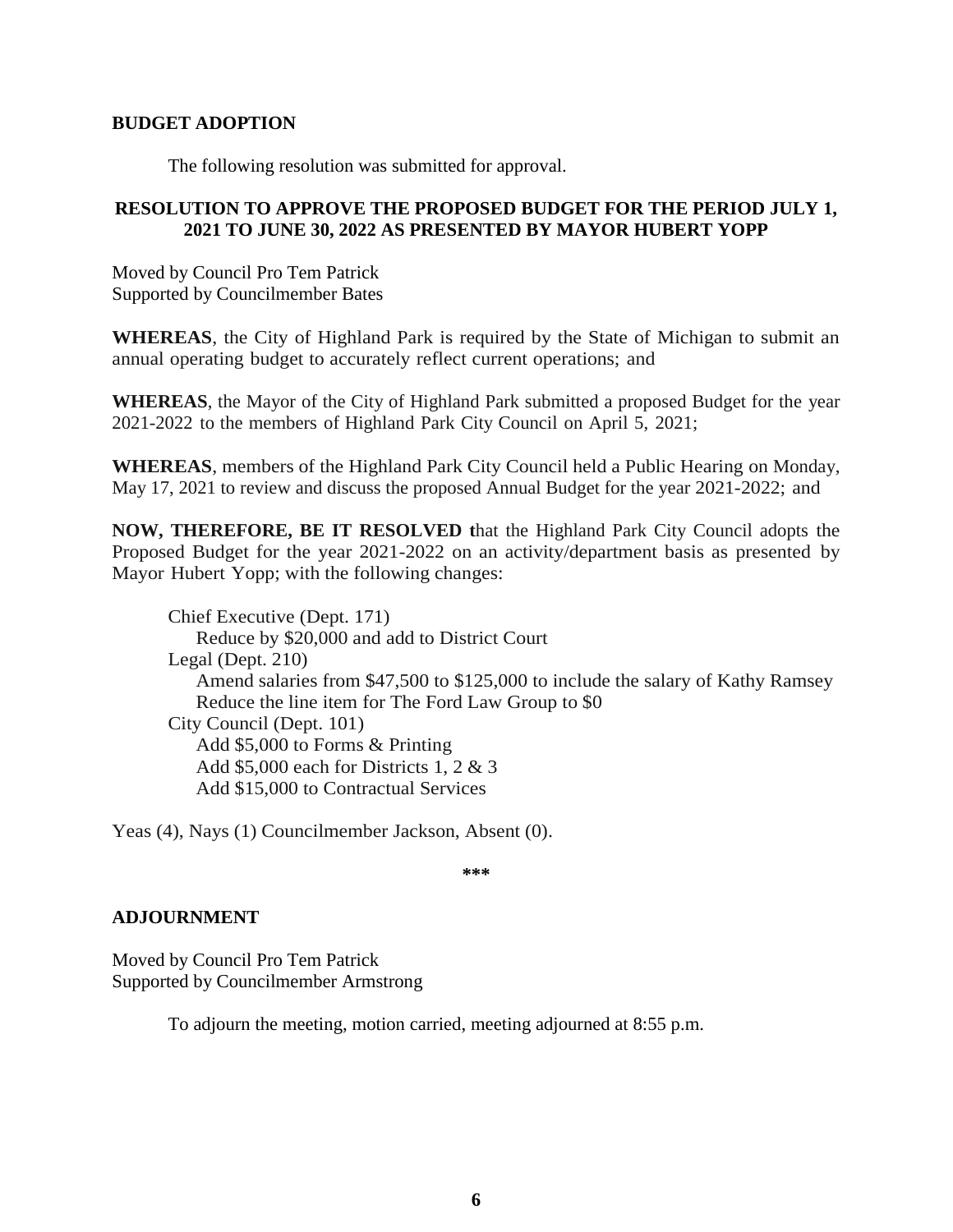**BUDGET ADOPTION**

The following resolution was submitted for approval.

**RESOLUTION TO APPROVE THE PROPOSED BUDGET FOR THE PERIOD JULY 1, 2021 TO JUNE 30, 2022 AS PRESENTED BY MAYOR HUBERT YOPP**

Moved by Council Pro Tem Patrick
Supported by Councilmember Bates

**WHEREAS**, the City of Highland Park is required by the State of Michigan to submit an annual operating budget to accurately reflect current operations; and

**WHEREAS**, the Mayor of the City of Highland Park submitted a proposed Budget for the year 2021-2022 to the members of Highland Park City Council on April 5, 2021;

**WHEREAS**, members of the Highland Park City Council held a Public Hearing on Monday, May 17, 2021 to review and discuss the proposed Annual Budget for the year 2021-2022; and

**NOW, THEREFORE, BE IT RESOLVED t**hat the Highland Park City Council adopts the Proposed Budget for the year 2021-2022 on an activity/department basis as presented by Mayor Hubert Yopp; with the following changes:

- Chief Executive (Dept. 171)
  - Reduce by $20,000 and add to District Court
- Legal (Dept. 210)
  - Amend salaries from $47,500 to $125,000 to include the salary of Kathy Ramsey
  - Reduce the line item for The Ford Law Group to $0
- City Council (Dept. 101)
  - Add $5,000 to Forms & Printing
  - Add $5,000 each for Districts 1, 2 & 3
  - Add $15,000 to Contractual Services

Yeas (4), Nays (1) Councilmember Jackson, Absent (0).

***

**ADJOURNMENT**

Moved by Council Pro Tem Patrick
Supported by Councilmember Armstrong

To adjourn the meeting, motion carried, meeting adjourned at 8:55 p.m.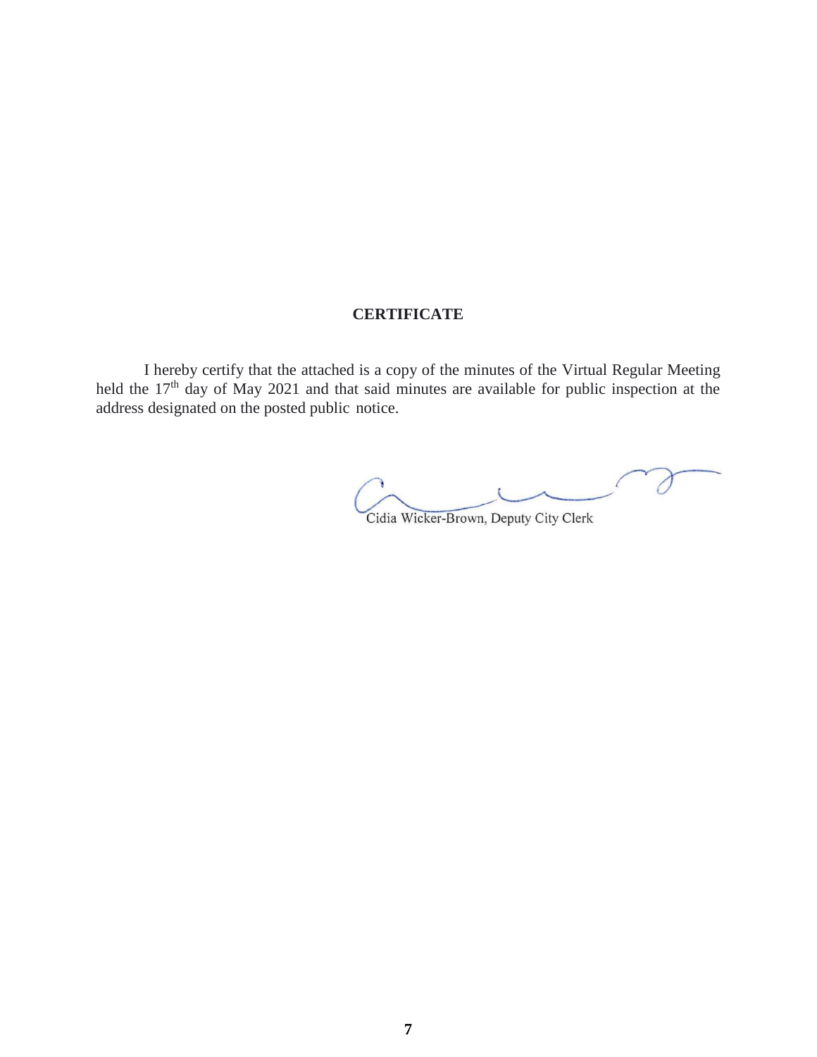**CERTIFICATE**

I hereby certify that the attached is a copy of the minutes of the Virtual Regular Meeting held the 17th day of May 2021 and that said minutes are available for public inspection at the address designated on the posted public notice.

Cidia Wicker-Brown, Deputy City Clerk